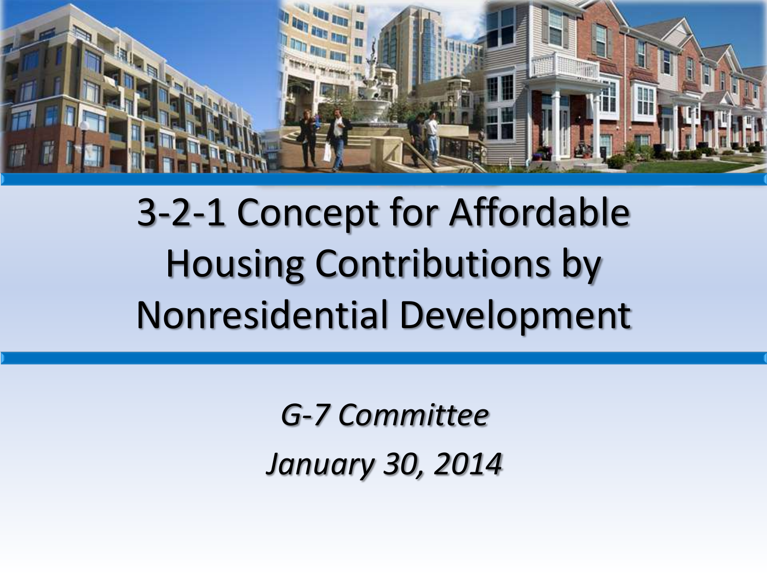# 3-2-1 Concept for Affordable Housing Contributions by Nonresidential Development

*G-7 Committee*

*January 30, 2014*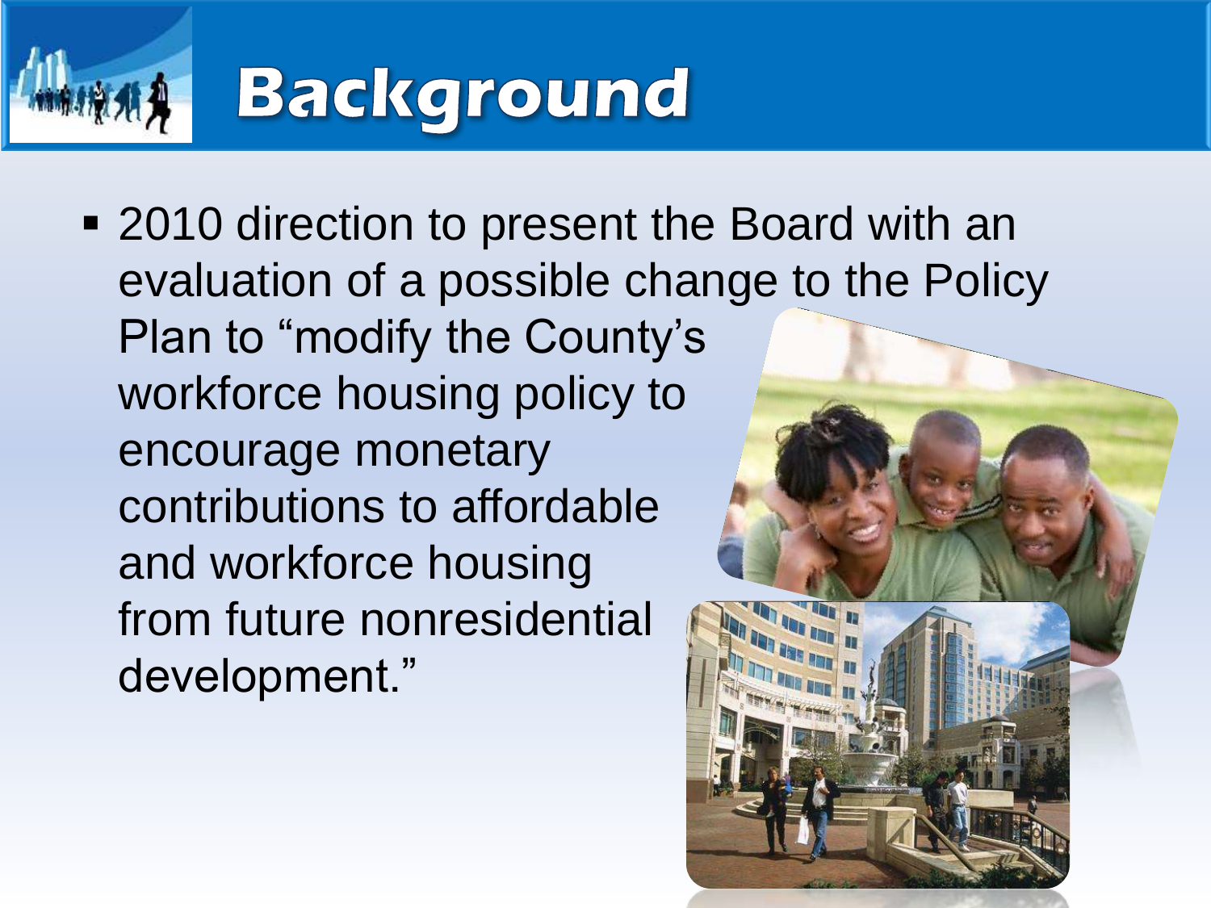# Background

- 2010 direction to present the Board with an evaluation of a possible change to the Policy Plan to "modify the County's workforce housing policy to encourage monetary contributions to affordable and workforce housing from future nonresidential development."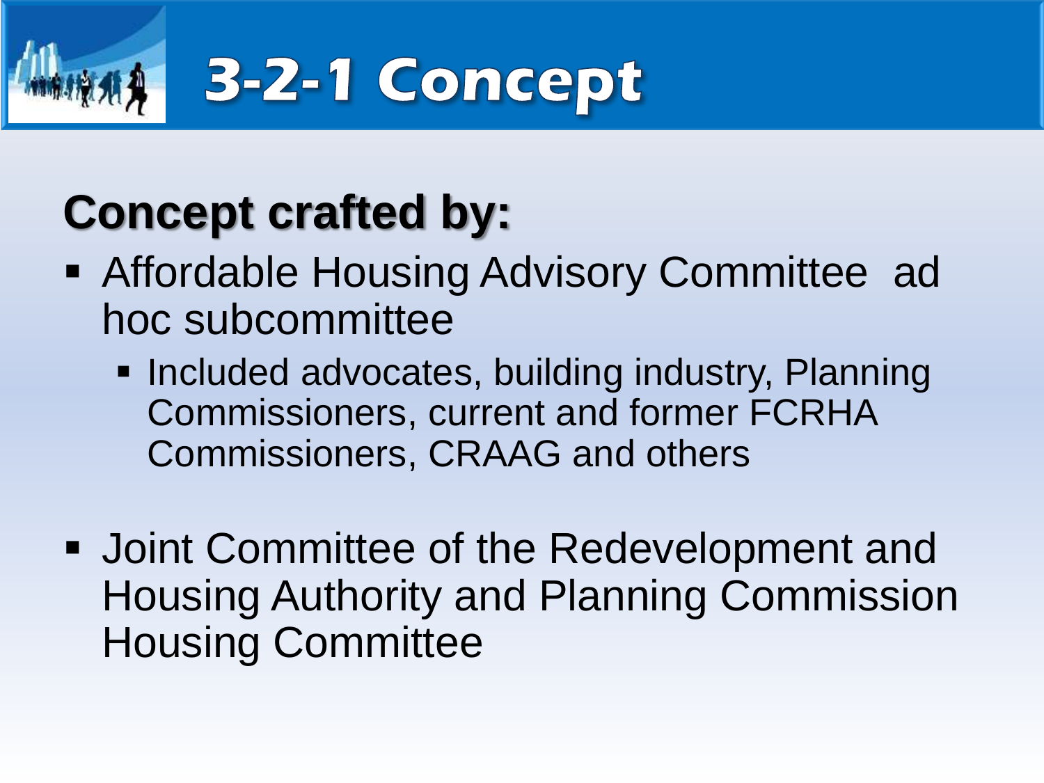# 3-2-1 Concept

## Concept crafted by:

- Affordable Housing Advisory Committee ad hoc subcommittee
  - Included advocates, building industry, Planning Commissioners, current and former FCRHA Commissioners, CRAAG and others
- Joint Committee of the Redevelopment and Housing Authority and Planning Commission Housing Committee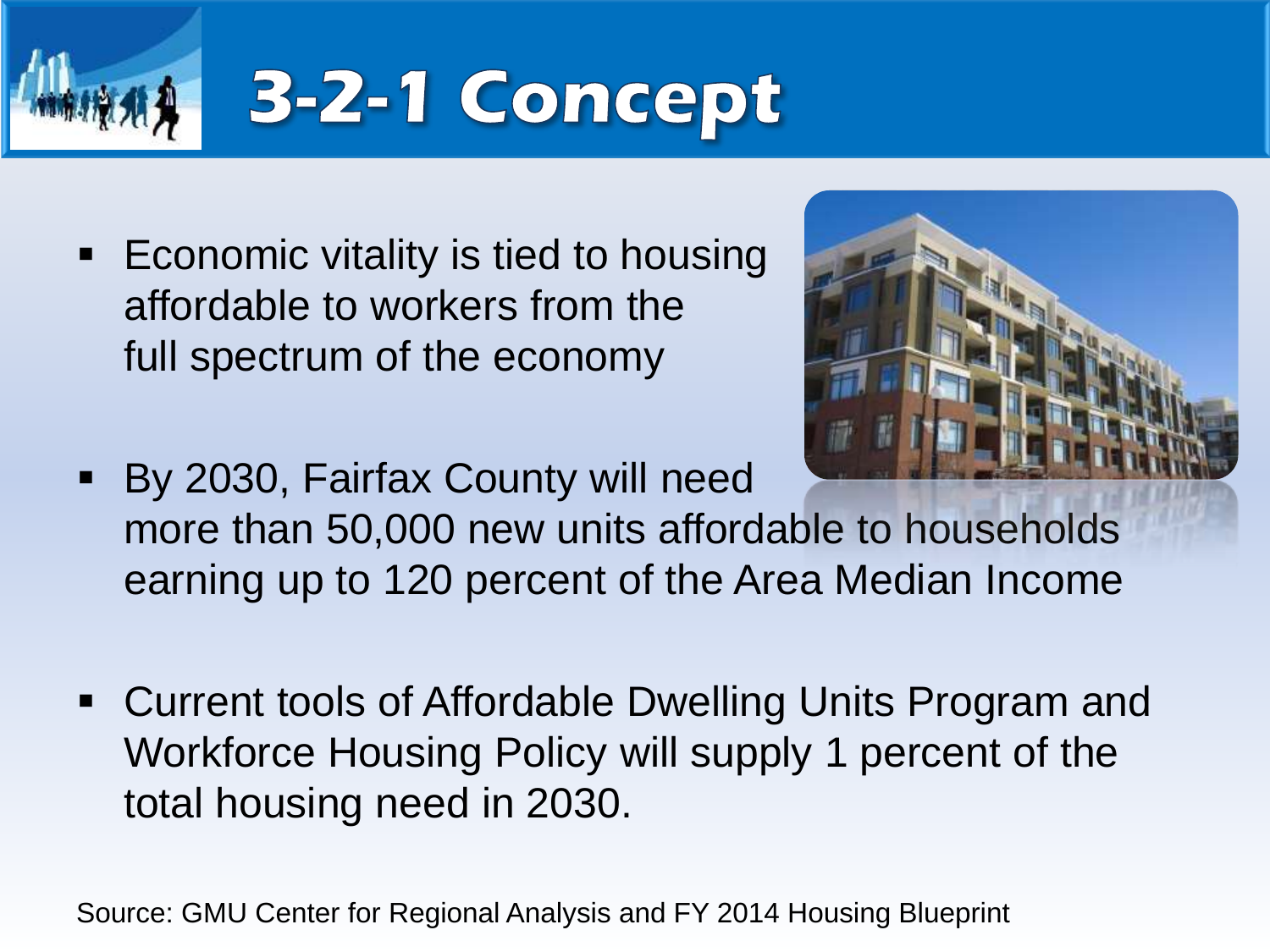# 3-2-1 Concept

- Economic vitality is tied to housing affordable to workers from the full spectrum of the economy
- By 2030, Fairfax County will need more than 50,000 new units affordable to households earning up to 120 percent of the Area Median Income
- Current tools of Affordable Dwelling Units Program and Workforce Housing Policy will supply 1 percent of the total housing need in 2030.

Source: GMU Center for Regional Analysis and FY 2014 Housing Blueprint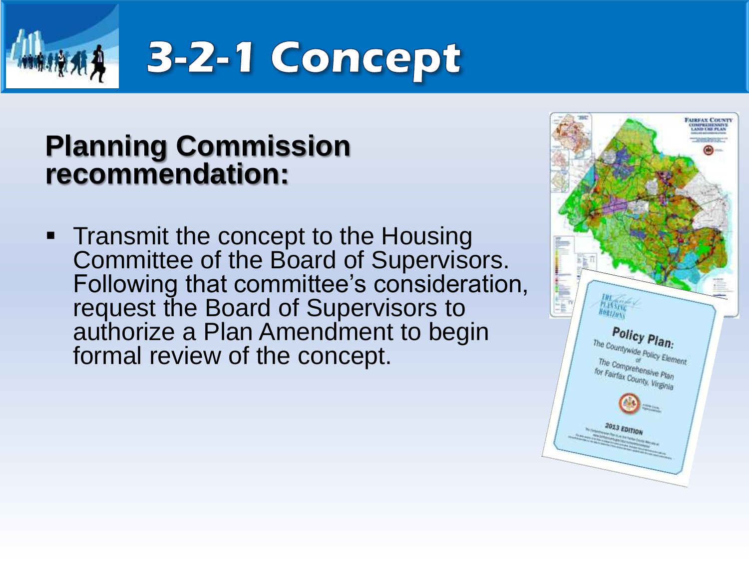# 3-2-1 Concept

## Planning Commission recommendation:

- Transmit the concept to the Housing Committee of the Board of Supervisors. Following that committee's consideration, request the Board of Supervisors to authorize a Plan Amendment to begin formal review of the concept.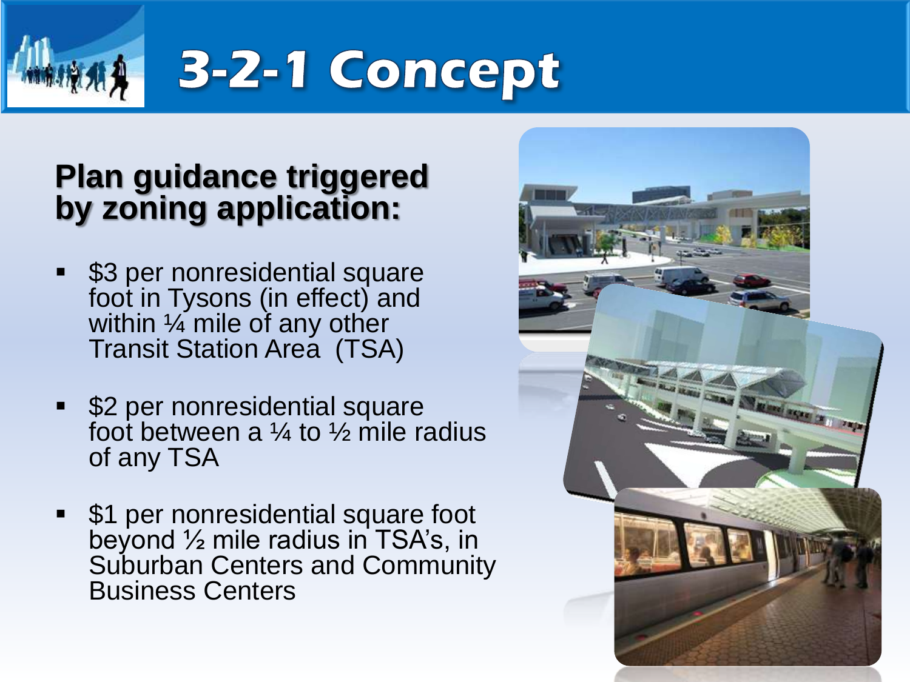# 3-2-1 Concept

## Plan guidance triggered by zoning application:

- $3 per nonresidential square foot in Tysons (in effect) and within ¼ mile of any other Transit Station Area (TSA)
- $2 per nonresidential square foot between a ¼ to ½ mile radius of any TSA
- $1 per nonresidential square foot beyond ½ mile radius in TSA's, in Suburban Centers and Community Business Centers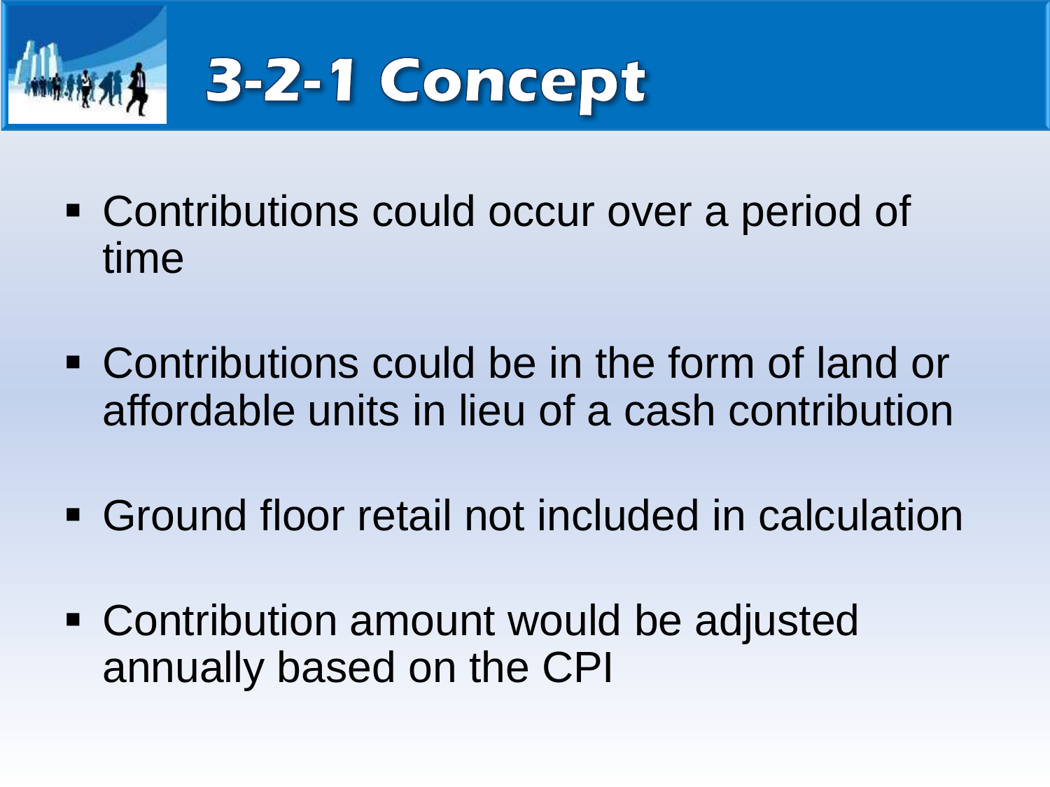# 3-2-1 Concept

- Contributions could occur over a period of time
- Contributions could be in the form of land or affordable units in lieu of a cash contribution
- Ground floor retail not included in calculation
- Contribution amount would be adjusted annually based on the CPI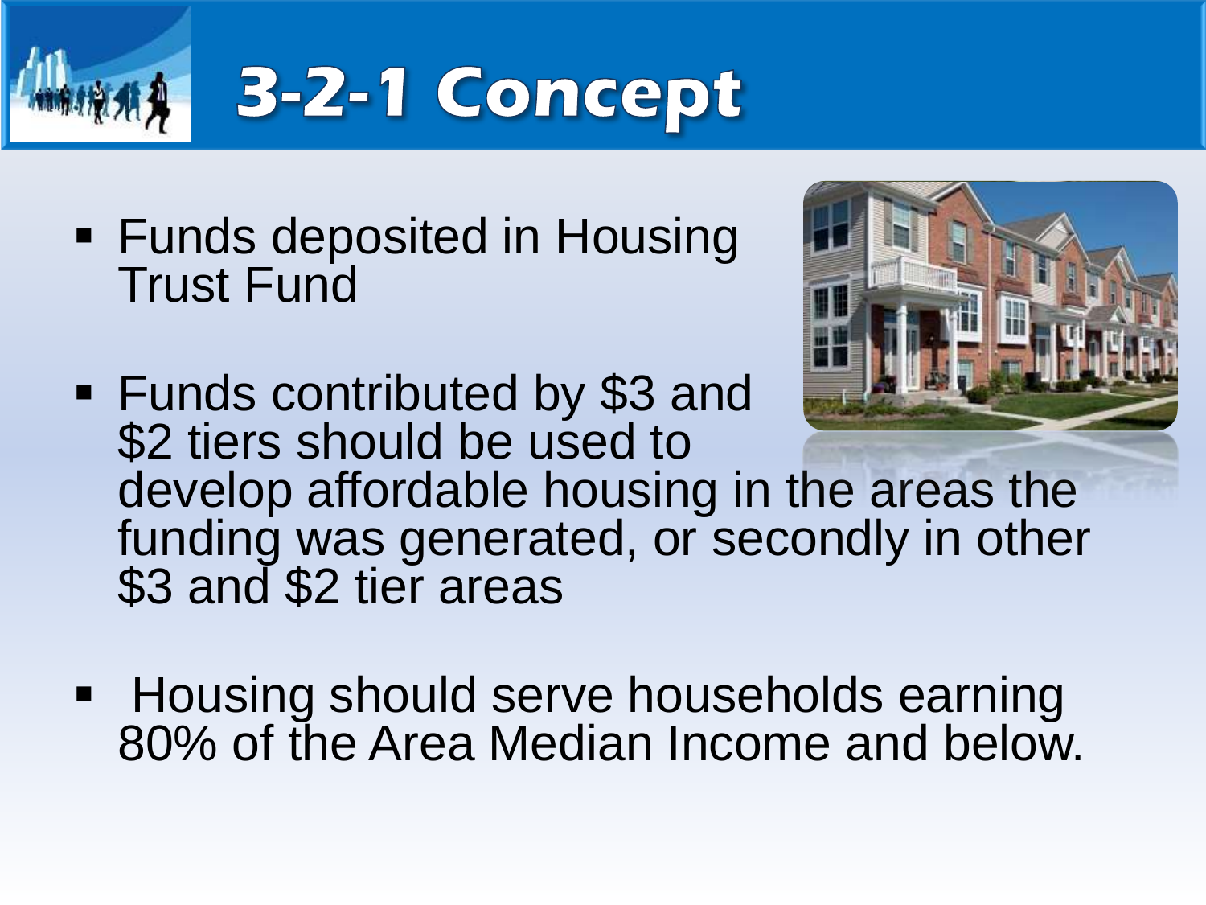# 3-2-1 Concept

- Funds deposited in Housing Trust Fund
- Funds contributed by $3 and $2 tiers should be used to develop affordable housing in the areas the funding was generated, or secondly in other $3 and $2 tier areas
- Housing should serve households earning 80% of the Area Median Income and below.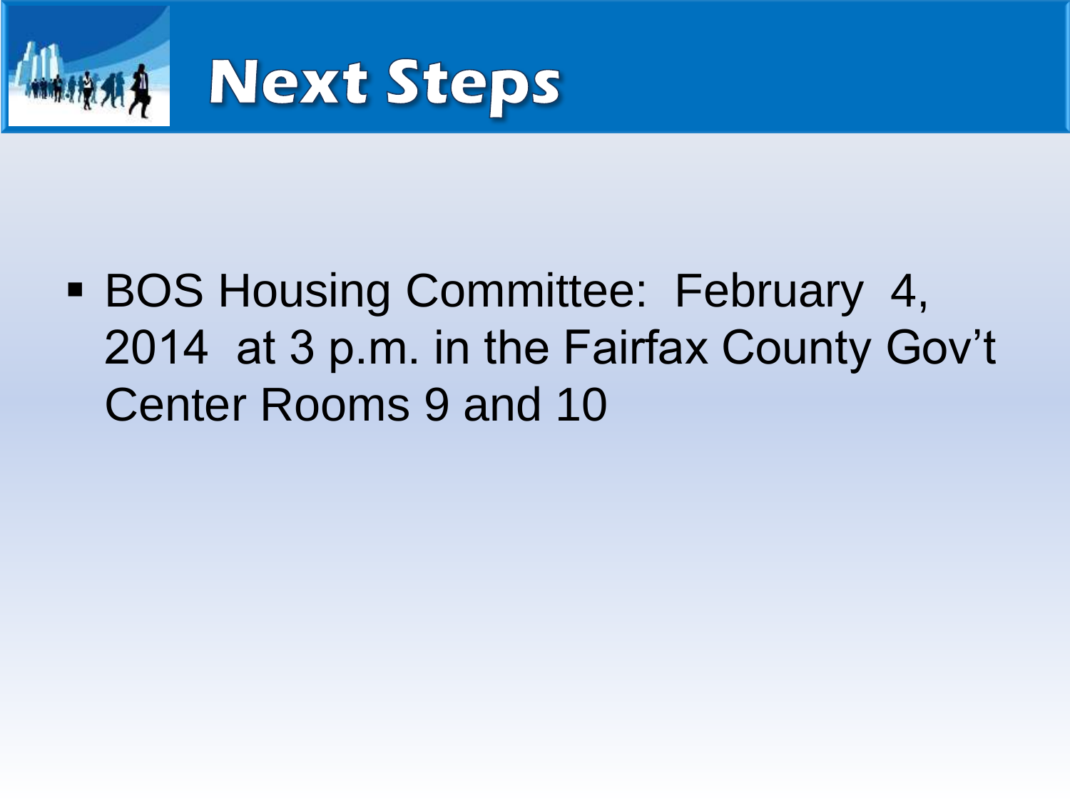# Next Steps

- BOS Housing Committee: February 4, 2014 at 3 p.m. in the Fairfax County Gov't Center Rooms 9 and 10